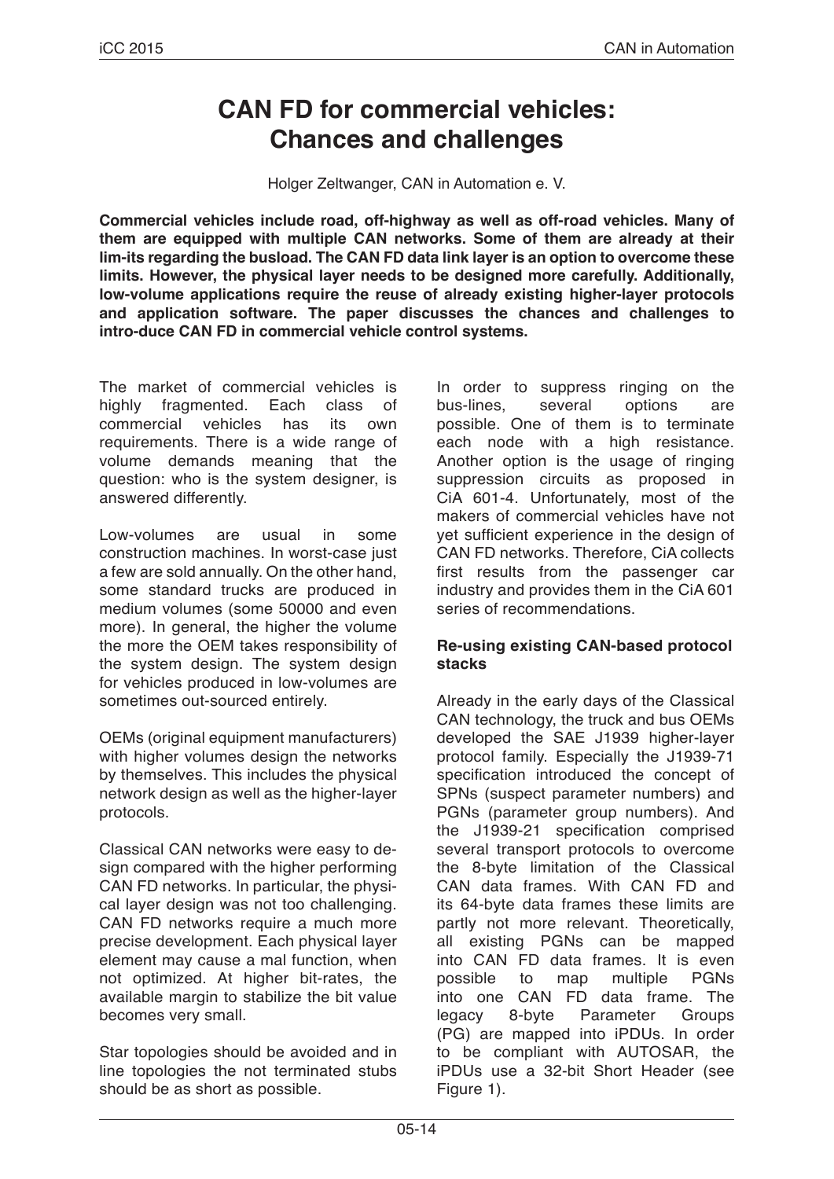# CAN FD for commercial vehicles: Chances and challenges

Holger Zeltwanger, CAN in Automation e. V.

**Commercial vehicles include road, off-highway as well as off-road vehicles. Many of them are equipped with multiple CAN networks. Some of them are already at their lim-its regarding the busload. The CAN FD data link layer is an option to overcome these limits. However, the physical layer needs to be designed more carefully. Additionally, low-volume applications require the reuse of already existing higher-layer protocols and application software. The paper discusses the chances and challenges to intro-duce CAN FD in commercial vehicle control systems.**

The market of commercial vehicles is highly fragmented. Each class of commercial vehicles has its own requirements. There is a wide range of volume demands meaning that the question: who is the system designer, is answered differently.

Low-volumes are usual in some construction machines. In worst-case just a few are sold annually. On the other hand, some standard trucks are produced in medium volumes (some 50000 and even more). In general, the higher the volume the more the OEM takes responsibility of the system design. The system design for vehicles produced in low-volumes are sometimes out-sourced entirely.

OEMs (original equipment manufacturers) with higher volumes design the networks by themselves. This includes the physical network design as well as the higher-layer protocols.

Classical CAN networks were easy to de-sign compared with the higher performing CAN FD networks. In particular, the physi-cal layer design was not too challenging. CAN FD networks require a much more precise development. Each physical layer element may cause a mal function, when not optimized. At higher bit-rates, the available margin to stabilize the bit value becomes very small.

Star topologies should be avoided and in line topologies the not terminated stubs should be as short as possible.

In order to suppress ringing on the bus-lines, several options are possible. One of them is to terminate each node with a high resistance. Another option is the usage of ringing suppression circuits as proposed in CiA 601-4. Unfortunately, most of the makers of commercial vehicles have not yet sufficient experience in the design of CAN FD networks. Therefore, CiA collects first results from the passenger car industry and provides them in the CiA 601 series of recommendations.

### Re-using existing CAN-based protocol stacks

Already in the early days of the Classical CAN technology, the truck and bus OEMs developed the SAE J1939 higher-layer protocol family. Especially the J1939-71 specification introduced the concept of SPNs (suspect parameter numbers) and PGNs (parameter group numbers). And the J1939-21 specification comprised several transport protocols to overcome the 8-byte limitation of the Classical CAN data frames. With CAN FD and its 64-byte data frames these limits are partly not more relevant. Theoretically, all existing PGNs can be mapped into CAN FD data frames. It is even possible to map multiple PGNs into one CAN FD data frame. The legacy 8-byte Parameter Groups (PG) are mapped into iPDUs. In order to be compliant with AUTOSAR, the iPDUs use a 32-bit Short Header (see Figure 1).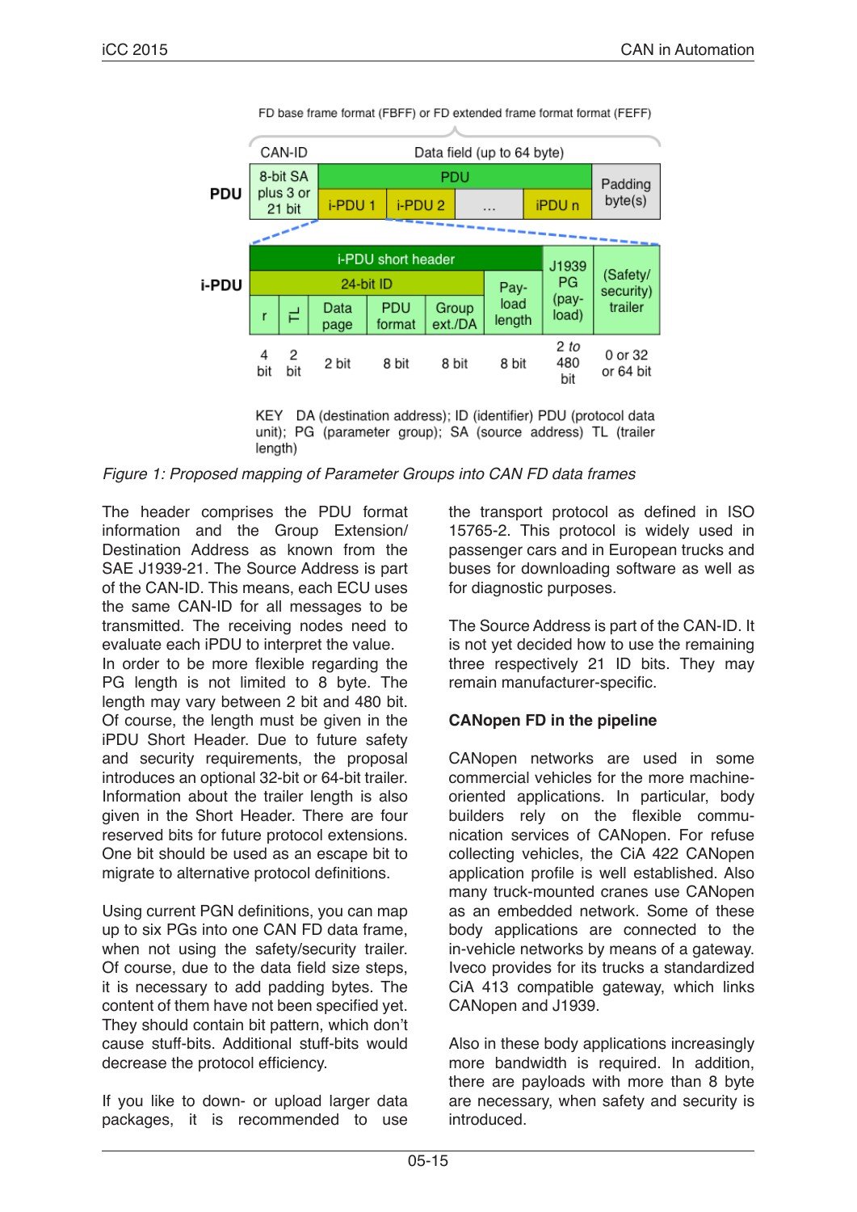FD base frame format (FBFF) or FD extended frame format format (FEFF)

| | CAN-ID | Data field (up to 64 byte) | | | | |
|---|---|---|---|---|---|---|
| **PDU** | 8-bit SA plus 3 or 21 bit | PDU | | | | Padding byte(s) |
| | | i-PDU 1 | i-PDU 2 | ... | iPDU n | |

| **i-PDU** | i-PDU short header | | | | | | J1939 PG (pay-load) | (Safety/ security) trailer |
|---|---|---|---|---|---|---|---|---|
| | 24-bit ID | | | | | Pay-load length | | |
| | r | TL | Data page | PDU format | Group ext./DA | | | |
| | 4 bit | 2 bit | 2 bit | 8 bit | 8 bit | 8 bit | 2 *to* 480 bit | 0 or 32 or 64 bit |

KEY DA (destination address); ID (identifier) PDU (protocol data unit); PG (parameter group); SA (source address) TL (trailer length)

*Figure 1: Proposed mapping of Parameter Groups into CAN FD data frames*

The header comprises the PDU format information and the Group Extension/ Destination Address as known from the SAE J1939-21. The Source Address is part of the CAN-ID. This means, each ECU uses the same CAN-ID for all messages to be transmitted. The receiving nodes need to evaluate each iPDU to interpret the value. In order to be more flexible regarding the PG length is not limited to 8 byte. The length may vary between 2 bit and 480 bit. Of course, the length must be given in the iPDU Short Header. Due to future safety and security requirements, the proposal introduces an optional 32-bit or 64-bit trailer. Information about the trailer length is also given in the Short Header. There are four reserved bits for future protocol extensions. One bit should be used as an escape bit to migrate to alternative protocol definitions.

Using current PGN definitions, you can map up to six PGs into one CAN FD data frame, when not using the safety/security trailer. Of course, due to the data field size steps, it is necessary to add padding bytes. The content of them have not been specified yet. They should contain bit pattern, which don't cause stuff-bits. Additional stuff-bits would decrease the protocol efficiency.

If you like to down- or upload larger data packages, it is recommended to use the transport protocol as defined in ISO 15765-2. This protocol is widely used in passenger cars and in European trucks and buses for downloading software as well as for diagnostic purposes.

The Source Address is part of the CAN-ID. It is not yet decided how to use the remaining three respectively 21 ID bits. They may remain manufacturer-specific.

## CANopen FD in the pipeline

CANopen networks are used in some commercial vehicles for the more machine-oriented applications. In particular, body builders rely on the flexible communication services of CANopen. For refuse collecting vehicles, the CiA 422 CANopen application profile is well established. Also many truck-mounted cranes use CANopen as an embedded network. Some of these body applications are connected to the in-vehicle networks by means of a gateway. Iveco provides for its trucks a standardized CiA 413 compatible gateway, which links CANopen and J1939.

Also in these body applications increasingly more bandwidth is required. In addition, there are payloads with more than 8 byte are necessary, when safety and security is introduced.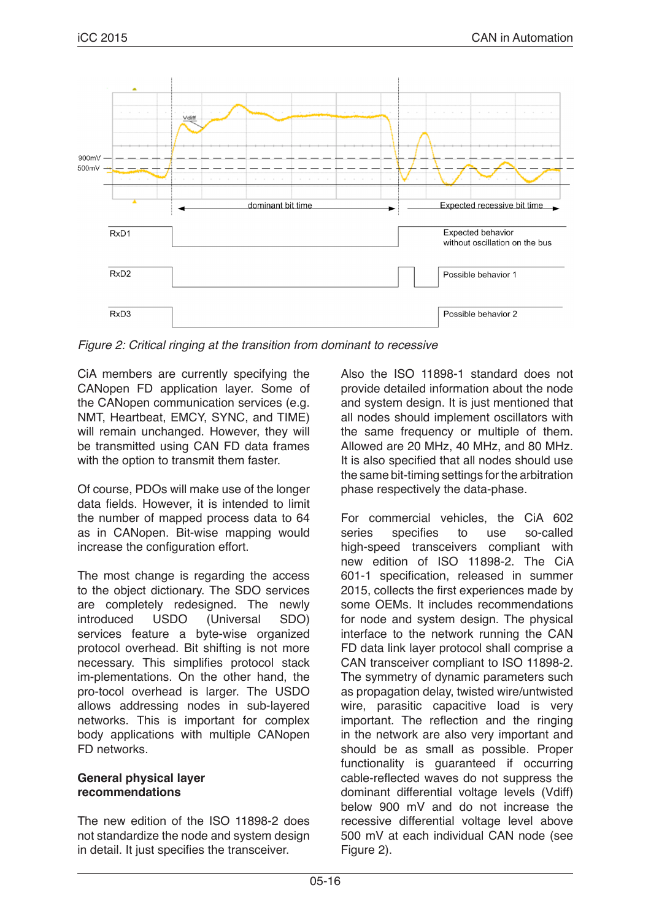*Figure 2: Critical ringing at the transition from dominant to recessive*

CiA members are currently specifying the CANopen FD application layer. Some of the CANopen communication services (e.g. NMT, Heartbeat, EMCY, SYNC, and TIME) will remain unchanged. However, they will be transmitted using CAN FD data frames with the option to transmit them faster.

Of course, PDOs will make use of the longer data fields. However, it is intended to limit the number of mapped process data to 64 as in CANopen. Bit-wise mapping would increase the configuration effort.

The most change is regarding the access to the object dictionary. The SDO services are completely redesigned. The newly introduced USDO (Universal SDO) services feature a byte-wise organized protocol overhead. Bit shifting is not more necessary. This simplifies protocol stack im-plementations. On the other hand, the pro-tocol overhead is larger. The USDO allows addressing nodes in sub-layered networks. This is important for complex body applications with multiple CANopen FD networks.

## General physical layer recommendations

The new edition of the ISO 11898-2 does not standardize the node and system design in detail. It just specifies the transceiver.

Also the ISO 11898-1 standard does not provide detailed information about the node and system design. It is just mentioned that all nodes should implement oscillators with the same frequency or multiple of them. Allowed are 20 MHz, 40 MHz, and 80 MHz. It is also specified that all nodes should use the same bit-timing settings for the arbitration phase respectively the data-phase.

For commercial vehicles, the CiA 602 series specifies to use so-called high-speed transceivers compliant with new edition of ISO 11898-2. The CiA 601-1 specification, released in summer 2015, collects the first experiences made by some OEMs. It includes recommendations for node and system design. The physical interface to the network running the CAN FD data link layer protocol shall comprise a CAN transceiver compliant to ISO 11898-2. The symmetry of dynamic parameters such as propagation delay, twisted wire/untwisted wire, parasitic capacitive load is very important. The reflection and the ringing in the network are also very important and should be as small as possible. Proper functionality is guaranteed if occurring cable-reflected waves do not suppress the dominant differential voltage levels (Vdiff) below 900 mV and do not increase the recessive differential voltage level above 500 mV at each individual CAN node (see Figure 2).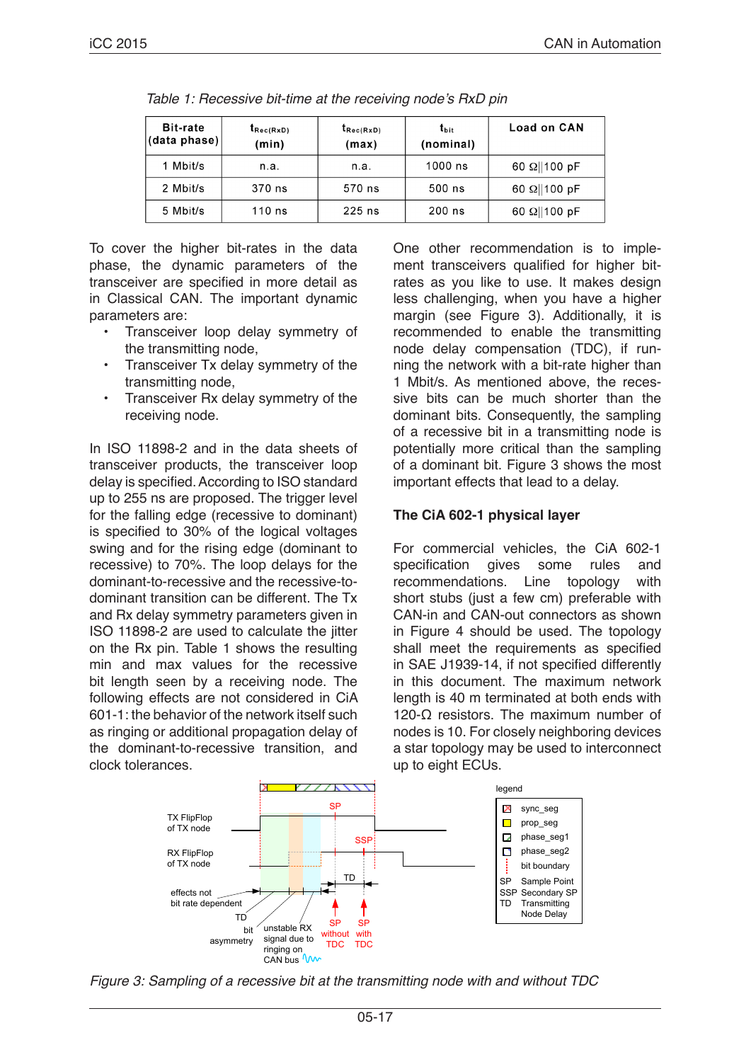*Table 1: Recessive bit-time at the receiving node's RxD pin*

| Bit-rate (data phase) | $t_{Rec(RxD)}$ (min) | $t_{Rec(RxD)}$ (max) | $t_{bit}$ (nominal) | Load on CAN |
|---|---|---|---|---|
| 1 Mbit/s | n.a. | n.a. | 1000 ns | 60 Ω‖100 pF |
| 2 Mbit/s | 370 ns | 570 ns | 500 ns | 60 Ω‖100 pF |
| 5 Mbit/s | 110 ns | 225 ns | 200 ns | 60 Ω‖100 pF |

To cover the higher bit-rates in the data phase, the dynamic parameters of the transceiver are specified in more detail as in Classical CAN. The important dynamic parameters are:

- Transceiver loop delay symmetry of the transmitting node,
- Transceiver Tx delay symmetry of the transmitting node,
- Transceiver Rx delay symmetry of the receiving node.

In ISO 11898-2 and in the data sheets of transceiver products, the transceiver loop delay is specified. According to ISO standard up to 255 ns are proposed. The trigger level for the falling edge (recessive to dominant) is specified to 30% of the logical voltages swing and for the rising edge (dominant to recessive) to 70%. The loop delays for the dominant-to-recessive and the recessive-to-dominant transition can be different. The Tx and Rx delay symmetry parameters given in ISO 11898-2 are used to calculate the jitter on the Rx pin. Table 1 shows the resulting min and max values for the recessive bit length seen by a receiving node. The following effects are not considered in CiA 601-1: the behavior of the network itself such as ringing or additional propagation delay of the dominant-to-recessive transition, and clock tolerances.

One other recommendation is to implement transceivers qualified for higher bit-rates as you like to use. It makes design less challenging, when you have a higher margin (see Figure 3). Additionally, it is recommended to enable the transmitting node delay compensation (TDC), if running the network with a bit-rate higher than 1 Mbit/s. As mentioned above, the recessive bits can be much shorter than the dominant bits. Consequently, the sampling of a recessive bit in a transmitting node is potentially more critical than the sampling of a dominant bit. Figure 3 shows the most important effects that lead to a delay.

## The CiA 602-1 physical layer

For commercial vehicles, the CiA 602-1 specification gives some rules and recommendations. Line topology with short stubs (just a few cm) preferable with CAN-in and CAN-out connectors as shown in Figure 4 should be used. The topology shall meet the requirements as specified in SAE J1939-14, if not specified differently in this document. The maximum network length is 40 m terminated at both ends with 120-Ω resistors. The maximum number of nodes is 10. For closely neighboring devices a star topology may be used to interconnect up to eight ECUs.

*Figure 3: Sampling of a recessive bit at the transmitting node with and without TDC*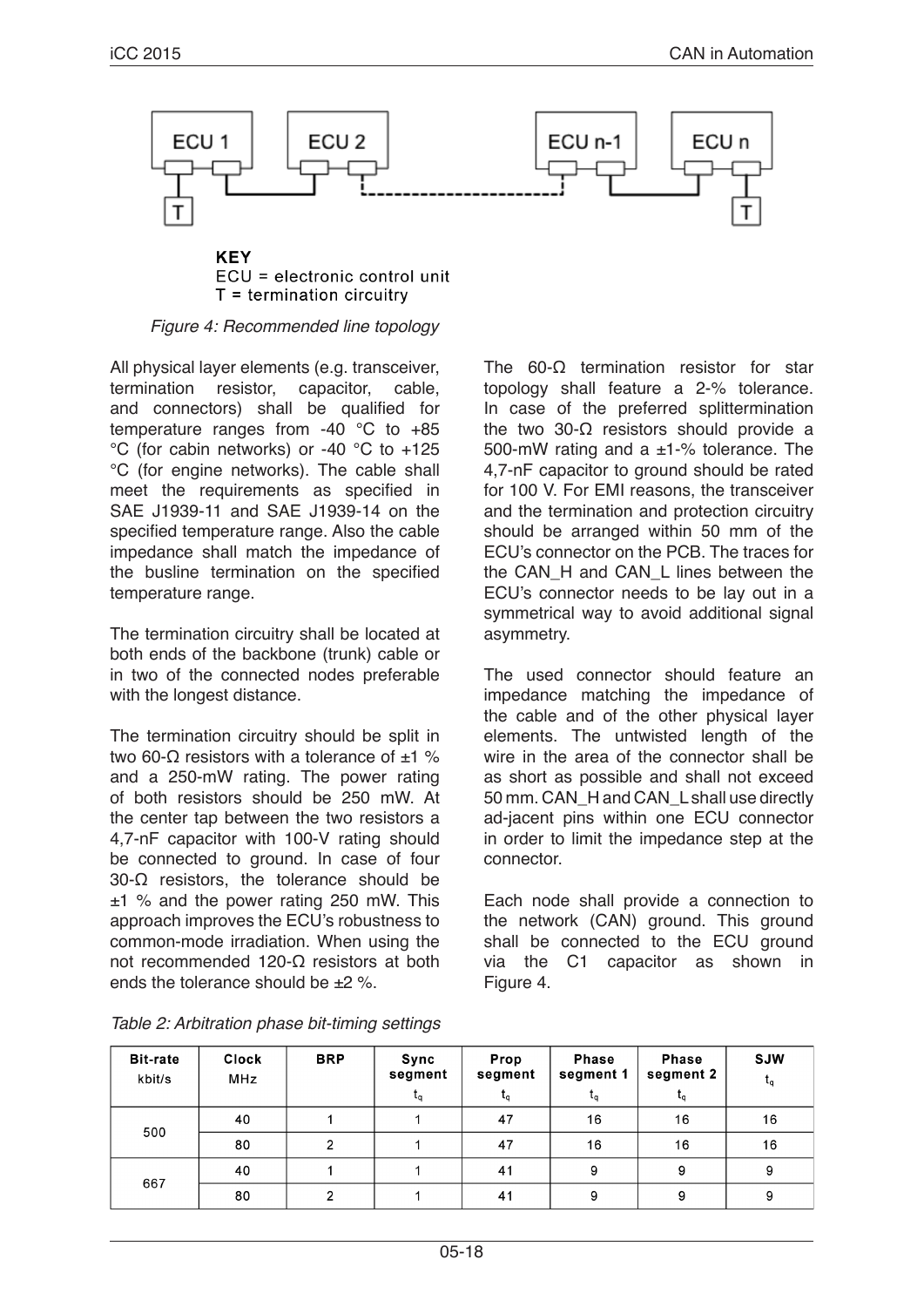KEY
ECU = electronic control unit
T = termination circuitry

*Figure 4: Recommended line topology*

All physical layer elements (e.g. transceiver, termination resistor, capacitor, cable, and connectors) shall be qualified for temperature ranges from -40 °C to +85 °C (for cabin networks) or -40 °C to +125 °C (for engine networks). The cable shall meet the requirements as specified in SAE J1939-11 and SAE J1939-14 on the specified temperature range. Also the cable impedance shall match the impedance of the busline termination on the specified temperature range.

The termination circuitry shall be located at both ends of the backbone (trunk) cable or in two of the connected nodes preferable with the longest distance.

The termination circuitry should be split in two 60-Ω resistors with a tolerance of ±1 % and a 250-mW rating. The power rating of both resistors should be 250 mW. At the center tap between the two resistors a 4,7-nF capacitor with 100-V rating should be connected to ground. In case of four 30-Ω resistors, the tolerance should be ±1 % and the power rating 250 mW. This approach improves the ECU's robustness to common-mode irradiation. When using the not recommended 120-Ω resistors at both ends the tolerance should be ±2 %.

The 60-Ω termination resistor for star topology shall feature a 2-% tolerance. In case of the preferred splittermination the two 30-Ω resistors should provide a 500-mW rating and a ±1-% tolerance. The 4,7-nF capacitor to ground should be rated for 100 V. For EMI reasons, the transceiver and the termination and protection circuitry should be arranged within 50 mm of the ECU's connector on the PCB. The traces for the CAN_H and CAN_L lines between the ECU's connector needs to be lay out in a symmetrical way to avoid additional signal asymmetry.

The used connector should feature an impedance matching the impedance of the cable and of the other physical layer elements. The untwisted length of the wire in the area of the connector shall be as short as possible and shall not exceed 50 mm. CAN_H and CAN_L shall use directly ad-jacent pins within one ECU connector in order to limit the impedance step at the connector.

Each node shall provide a connection to the network (CAN) ground. This ground shall be connected to the ECU ground via the C1 capacitor as shown in Figure 4.

*Table 2: Arbitration phase bit-timing settings*

| Bit-rate kbit/s | Clock MHz | BRP | Sync segment $t_q$ | Prop segment $t_q$ | Phase segment 1 $t_q$ | Phase segment 2 $t_q$ | SJW $t_q$ |
|---|---|---|---|---|---|---|---|
| 500 | 40 | 1 | 1 | 47 | 16 | 16 | 16 |
| | 80 | 2 | 1 | 47 | 16 | 16 | 16 |
| 667 | 40 | 1 | 1 | 41 | 9 | 9 | 9 |
| | 80 | 2 | 1 | 41 | 9 | 9 | 9 |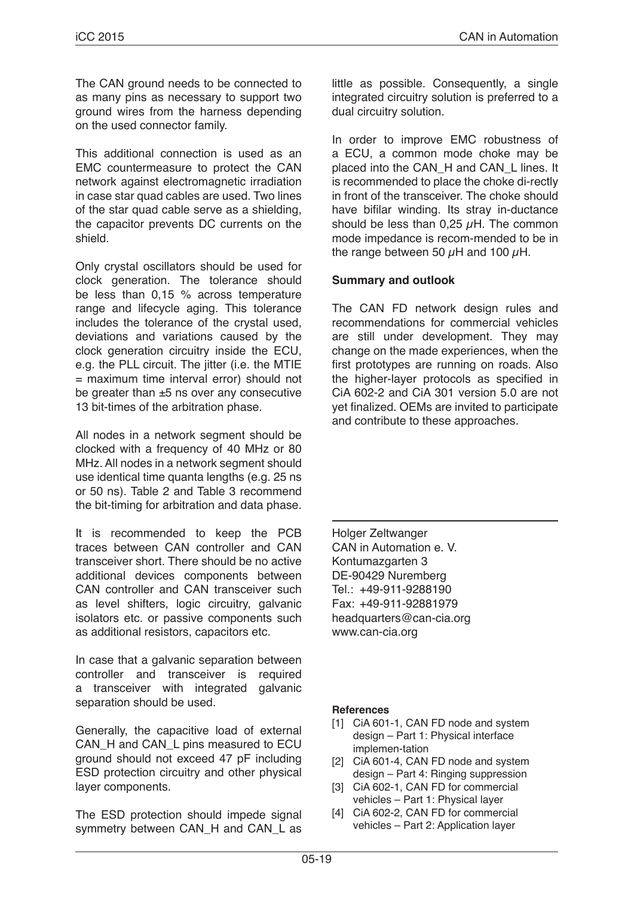The CAN ground needs to be connected to as many pins as necessary to support two ground wires from the harness depending on the used connector family.

This additional connection is used as an EMC countermeasure to protect the CAN network against electromagnetic irradiation in case star quad cables are used. Two lines of the star quad cable serve as a shielding, the capacitor prevents DC currents on the shield.

Only crystal oscillators should be used for clock generation. The tolerance should be less than 0,15 % across temperature range and lifecycle aging. This tolerance includes the tolerance of the crystal used, deviations and variations caused by the clock generation circuitry inside the ECU, e.g. the PLL circuit. The jitter (i.e. the MTIE = maximum time interval error) should not be greater than ±5 ns over any consecutive 13 bit-times of the arbitration phase.

All nodes in a network segment should be clocked with a frequency of 40 MHz or 80 MHz. All nodes in a network segment should use identical time quanta lengths (e.g. 25 ns or 50 ns). Table 2 and Table 3 recommend the bit-timing for arbitration and data phase.

It is recommended to keep the PCB traces between CAN controller and CAN transceiver short. There should be no active additional devices components between CAN controller and CAN transceiver such as level shifters, logic circuitry, galvanic isolators etc. or passive components such as additional resistors, capacitors etc.

In case that a galvanic separation between controller and transceiver is required a transceiver with integrated galvanic separation should be used.

Generally, the capacitive load of external CAN_H and CAN_L pins measured to ECU ground should not exceed 47 pF including ESD protection circuitry and other physical layer components.

The ESD protection should impede signal symmetry between CAN_H and CAN_L as little as possible. Consequently, a single integrated circuitry solution is preferred to a dual circuitry solution.

In order to improve EMC robustness of a ECU, a common mode choke may be placed into the CAN_H and CAN_L lines. It is recommended to place the choke di-rectly in front of the transceiver. The choke should have bifilar winding. Its stray in-ductance should be less than 0,25 $\mu$H. The common mode impedance is recom-mended to be in the range between 50 $\mu$H and 100 $\mu$H.

## Summary and outlook

The CAN FD network design rules and recommendations for commercial vehicles are still under development. They may change on the made experiences, when the first prototypes are running on roads. Also the higher-layer protocols as specified in CiA 602-2 and CiA 301 version 5.0 are not yet finalized. OEMs are invited to participate and contribute to these approaches.

---

Holger Zeltwanger
CAN in Automation e. V.
Kontumazgarten 3
DE-90429 Nuremberg
Tel.: +49-911-9288190
Fax: +49-911-92881979
headquarters@can-cia.org
www.can-cia.org

### References

[1] CiA 601-1, CAN FD node and system design – Part 1: Physical interface implemen-tation
[2] CiA 601-4, CAN FD node and system design – Part 4: Ringing suppression
[3] CiA 602-1, CAN FD for commercial vehicles – Part 1: Physical layer
[4] CiA 602-2, CAN FD for commercial vehicles – Part 2: Application layer